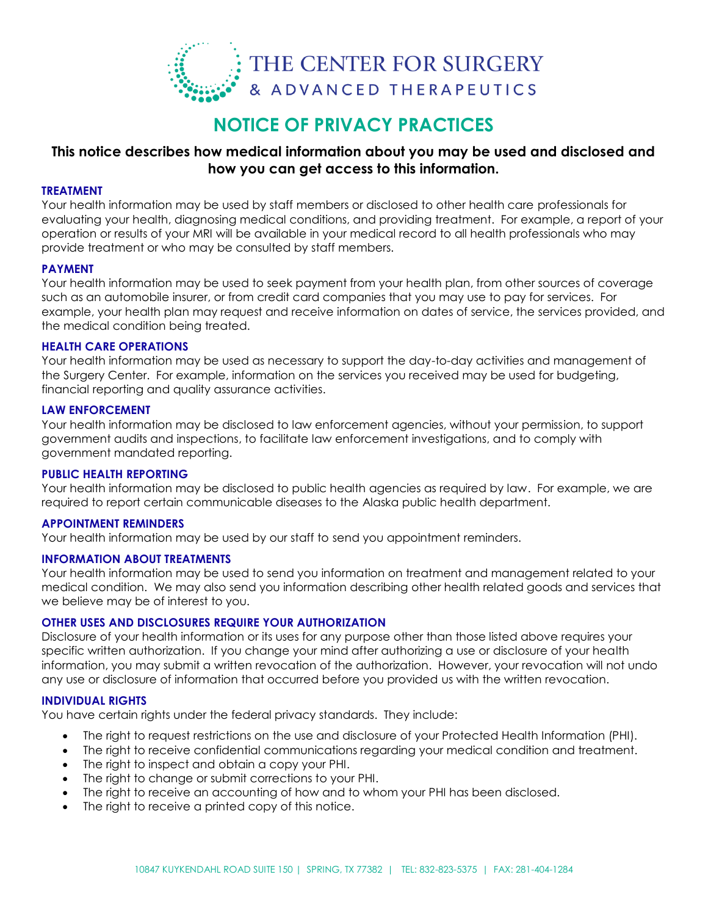THE CENTER FOR SURGERY
& ADVANCED THERAPEUTICS

# NOTICE OF PRIVACY PRACTICES

## This notice describes how medical information about you may be used and disclosed and how you can get access to this information.

### TREATMENT

Your health information may be used by staff members or disclosed to other health care professionals for evaluating your health, diagnosing medical conditions, and providing treatment. For example, a report of your operation or results of your MRI will be available in your medical record to all health professionals who may provide treatment or who may be consulted by staff members.

### PAYMENT

Your health information may be used to seek payment from your health plan, from other sources of coverage such as an automobile insurer, or from credit card companies that you may use to pay for services. For example, your health plan may request and receive information on dates of service, the services provided, and the medical condition being treated.

### HEALTH CARE OPERATIONS

Your health information may be used as necessary to support the day-to-day activities and management of the Surgery Center. For example, information on the services you received may be used for budgeting, financial reporting and quality assurance activities.

### LAW ENFORCEMENT

Your health information may be disclosed to law enforcement agencies, without your permission, to support government audits and inspections, to facilitate law enforcement investigations, and to comply with government mandated reporting.

### PUBLIC HEALTH REPORTING

Your health information may be disclosed to public health agencies as required by law. For example, we are required to report certain communicable diseases to the Alaska public health department.

### APPOINTMENT REMINDERS

Your health information may be used by our staff to send you appointment reminders.

### INFORMATION ABOUT TREATMENTS

Your health information may be used to send you information on treatment and management related to your medical condition. We may also send you information describing other health related goods and services that we believe may be of interest to you.

### OTHER USES AND DISCLOSURES REQUIRE YOUR AUTHORIZATION

Disclosure of your health information or its uses for any purpose other than those listed above requires your specific written authorization. If you change your mind after authorizing a use or disclosure of your health information, you may submit a written revocation of the authorization. However, your revocation will not undo any use or disclosure of information that occurred before you provided us with the written revocation.

### INDIVIDUAL RIGHTS

You have certain rights under the federal privacy standards. They include:

- The right to request restrictions on the use and disclosure of your Protected Health Information (PHI).
- The right to receive confidential communications regarding your medical condition and treatment.
- The right to inspect and obtain a copy your PHI.
- The right to change or submit corrections to your PHI.
- The right to receive an accounting of how and to whom your PHI has been disclosed.
- The right to receive a printed copy of this notice.

10847 KUYKENDAHL ROAD SUITE 150 | SPRING, TX 77382 | TEL: 832-823-5375 | FAX: 281-404-1284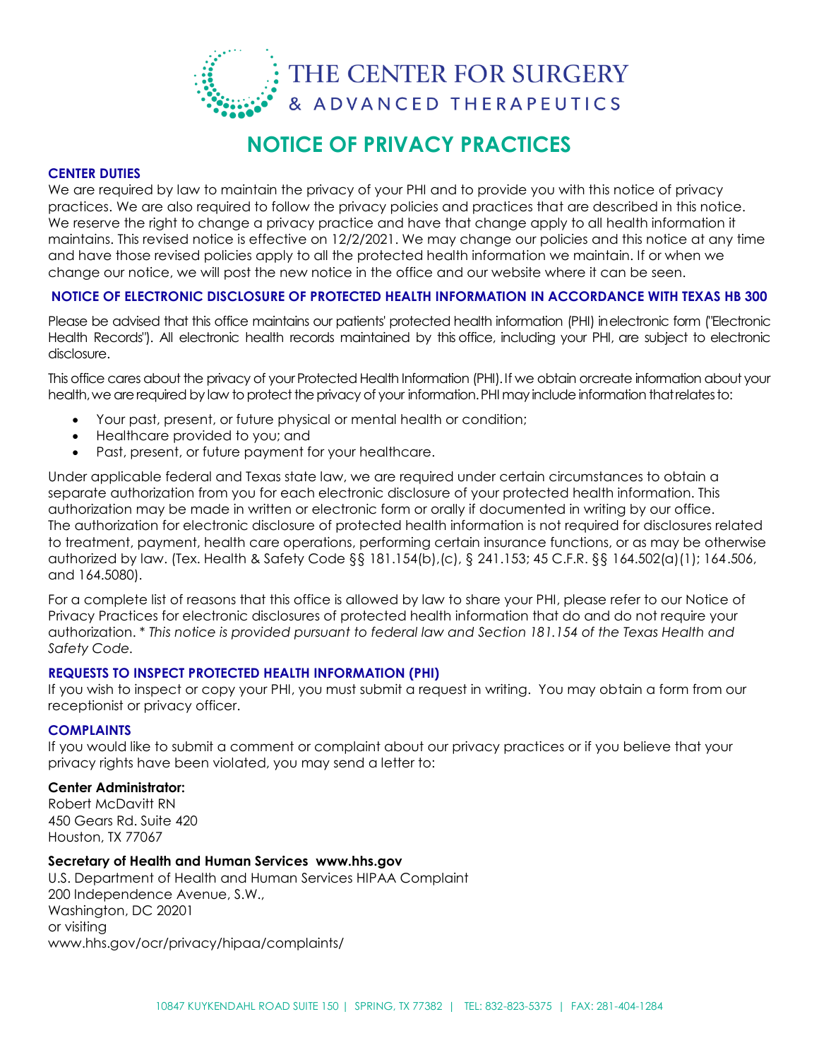# THE CENTER FOR SURGERY & ADVANCED THERAPEUTICS

## NOTICE OF PRIVACY PRACTICES

### CENTER DUTIES

We are required by law to maintain the privacy of your PHI and to provide you with this notice of privacy practices. We are also required to follow the privacy policies and practices that are described in this notice. We reserve the right to change a privacy practice and have that change apply to all health information it maintains. This revised notice is effective on 12/2/2021. We may change our policies and this notice at any time and have those revised policies apply to all the protected health information we maintain. If or when we change our notice, we will post the new notice in the office and our website where it can be seen.

### NOTICE OF ELECTRONIC DISCLOSURE OF PROTECTED HEALTH INFORMATION IN ACCORDANCE WITH TEXAS HB 300

Please be advised that this office maintains our patients' protected health information (PHI) inelectronic form ("Electronic Health Records"). All electronic health records maintained by this office, including your PHI, are subject to electronic disclosure.

This office cares about the privacy of your Protected Health Information (PHI). If we obtain orcreate information about your health, we are required by law to protect the privacy of your information. PHI may include information thatrelates to:

- Your past, present, or future physical or mental health or condition;
- Healthcare provided to you; and
- Past, present, or future payment for your healthcare.

Under applicable federal and Texas state law, we are required under certain circumstances to obtain a separate authorization from you for each electronic disclosure of your protected health information. This authorization may be made in written or electronic form or orally if documented in writing by our office. The authorization for electronic disclosure of protected health information is not required for disclosures related to treatment, payment, health care operations, performing certain insurance functions, or as may be otherwise authorized by law. (Tex. Health & Safety Code §§ 181.154(b),(c), § 241.153; 45 C.F.R. §§ 164.502(a)(1); 164.506, and 164.5080).

For a complete list of reasons that this office is allowed by law to share your PHI, please refer to our Notice of Privacy Practices for electronic disclosures of protected health information that do and do not require your authorization. * *This notice is provided pursuant to federal law and Section 181.154 of the Texas Health and Safety Code.*

### REQUESTS TO INSPECT PROTECTED HEALTH INFORMATION (PHI)

If you wish to inspect or copy your PHI, you must submit a request in writing. You may obtain a form from our receptionist or privacy officer.

### COMPLAINTS

If you would like to submit a comment or complaint about our privacy practices or if you believe that your privacy rights have been violated, you may send a letter to:

**Center Administrator:**
Robert McDavitt RN
450 Gears Rd. Suite 420
Houston, TX 77067

**Secretary of Health and Human Services www.hhs.gov**
U.S. Department of Health and Human Services HIPAA Complaint
200 Independence Avenue, S.W.,
Washington, DC 20201
or visiting
www.hhs.gov/ocr/privacy/hipaa/complaints/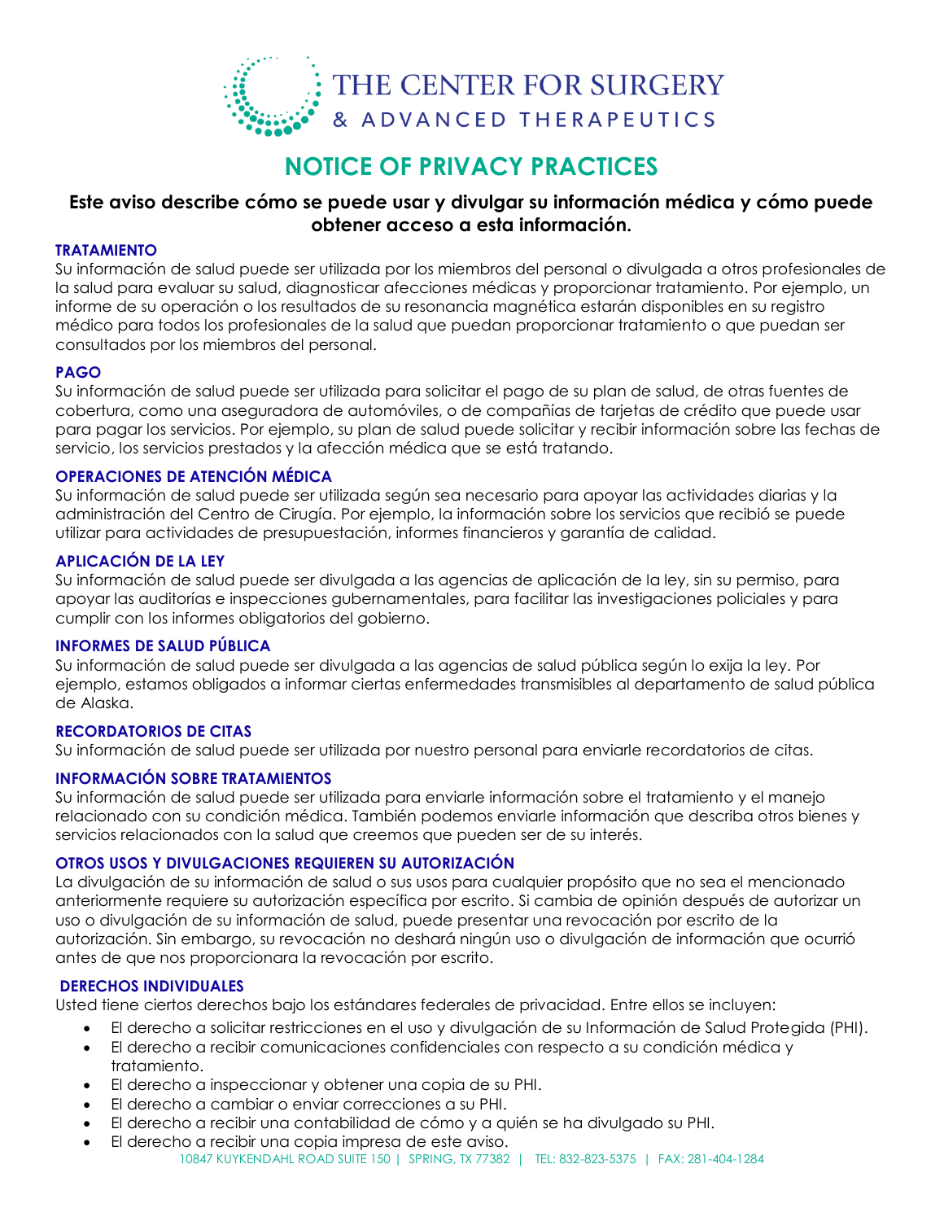THE CENTER FOR SURGERY
& ADVANCED THERAPEUTICS

# NOTICE OF PRIVACY PRACTICES

## Este aviso describe cómo se puede usar y divulgar su información médica y cómo puede obtener acceso a esta información.

### TRATAMIENTO

Su información de salud puede ser utilizada por los miembros del personal o divulgada a otros profesionales de la salud para evaluar su salud, diagnosticar afecciones médicas y proporcionar tratamiento. Por ejemplo, un informe de su operación o los resultados de su resonancia magnética estarán disponibles en su registro médico para todos los profesionales de la salud que puedan proporcionar tratamiento o que puedan ser consultados por los miembros del personal.

### PAGO

Su información de salud puede ser utilizada para solicitar el pago de su plan de salud, de otras fuentes de cobertura, como una aseguradora de automóviles, o de compañías de tarjetas de crédito que puede usar para pagar los servicios. Por ejemplo, su plan de salud puede solicitar y recibir información sobre las fechas de servicio, los servicios prestados y la afección médica que se está tratando.

### OPERACIONES DE ATENCIÓN MÉDICA

Su información de salud puede ser utilizada según sea necesario para apoyar las actividades diarias y la administración del Centro de Cirugía. Por ejemplo, la información sobre los servicios que recibió se puede utilizar para actividades de presupuestación, informes financieros y garantía de calidad.

### APLICACIÓN DE LA LEY

Su información de salud puede ser divulgada a las agencias de aplicación de la ley, sin su permiso, para apoyar las auditorías e inspecciones gubernamentales, para facilitar las investigaciones policiales y para cumplir con los informes obligatorios del gobierno.

### INFORMES DE SALUD PÚBLICA

Su información de salud puede ser divulgada a las agencias de salud pública según lo exija la ley. Por ejemplo, estamos obligados a informar ciertas enfermedades transmisibles al departamento de salud pública de Alaska.

### RECORDATORIOS DE CITAS

Su información de salud puede ser utilizada por nuestro personal para enviarle recordatorios de citas.

### INFORMACIÓN SOBRE TRATAMIENTOS

Su información de salud puede ser utilizada para enviarle información sobre el tratamiento y el manejo relacionado con su condición médica. También podemos enviarle información que describa otros bienes y servicios relacionados con la salud que creemos que pueden ser de su interés.

### OTROS USOS Y DIVULGACIONES REQUIEREN SU AUTORIZACIÓN

La divulgación de su información de salud o sus usos para cualquier propósito que no sea el mencionado anteriormente requiere su autorización específica por escrito. Si cambia de opinión después de autorizar un uso o divulgación de su información de salud, puede presentar una revocación por escrito de la autorización. Sin embargo, su revocación no deshará ningún uso o divulgación de información que ocurrió antes de que nos proporcionara la revocación por escrito.

### DERECHOS INDIVIDUALES

Usted tiene ciertos derechos bajo los estándares federales de privacidad. Entre ellos se incluyen:

- El derecho a solicitar restricciones en el uso y divulgación de su Información de Salud Protegida (PHI).
- El derecho a recibir comunicaciones confidenciales con respecto a su condición médica y tratamiento.
- El derecho a inspeccionar y obtener una copia de su PHI.
- El derecho a cambiar o enviar correcciones a su PHI.
- El derecho a recibir una contabilidad de cómo y a quién se ha divulgado su PHI.
- El derecho a recibir una copia impresa de este aviso.

10847 KUYKENDAHL ROAD SUITE 150 | SPRING, TX 77382 | TEL: 832-823-5375 | FAX: 281-404-1284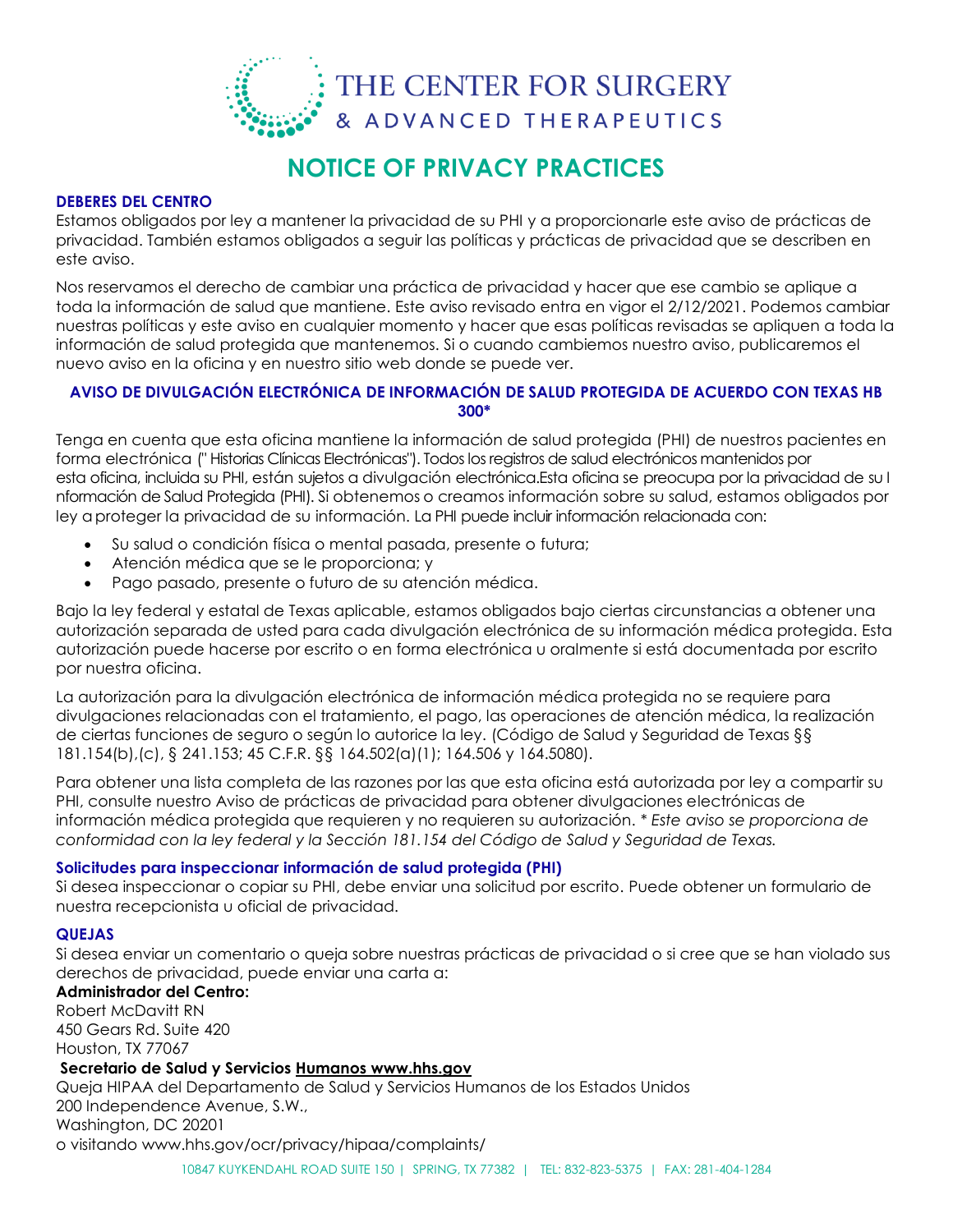# THE CENTER FOR SURGERY & ADVANCED THERAPEUTICS

## NOTICE OF PRIVACY PRACTICES

### DEBERES DEL CENTRO

Estamos obligados por ley a mantener la privacidad de su PHI y a proporcionarle este aviso de prácticas de privacidad. También estamos obligados a seguir las políticas y prácticas de privacidad que se describen en este aviso.

Nos reservamos el derecho de cambiar una práctica de privacidad y hacer que ese cambio se aplique a toda la información de salud que mantiene. Este aviso revisado entra en vigor el 2/12/2021. Podemos cambiar nuestras políticas y este aviso en cualquier momento y hacer que esas políticas revisadas se apliquen a toda la información de salud protegida que mantenemos. Si o cuando cambiemos nuestro aviso, publicaremos el nuevo aviso en la oficina y en nuestro sitio web donde se puede ver.

### AVISO DE DIVULGACIÓN ELECTRÓNICA DE INFORMACIÓN DE SALUD PROTEGIDA DE ACUERDO CON TEXAS HB 300*

Tenga en cuenta que esta oficina mantiene la información de salud protegida (PHI) de nuestros pacientes en forma electrónica (" Historias Clínicas Electrónicas"). Todos los registros de salud electrónicos mantenidos por esta oficina, incluida su PHI, están sujetos a divulgación electrónica.Esta oficina se preocupa por la privacidad de su I nformación de Salud Protegida (PHI). Si obtenemos o creamos información sobre su salud, estamos obligados por ley a proteger la privacidad de su información. La PHI puede incluir información relacionada con:

- Su salud o condición física o mental pasada, presente o futura;
- Atención médica que se le proporciona; y
- Pago pasado, presente o futuro de su atención médica.

Bajo la ley federal y estatal de Texas aplicable, estamos obligados bajo ciertas circunstancias a obtener una autorización separada de usted para cada divulgación electrónica de su información médica protegida. Esta autorización puede hacerse por escrito o en forma electrónica u oralmente si está documentada por escrito por nuestra oficina.

La autorización para la divulgación electrónica de información médica protegida no se requiere para divulgaciones relacionadas con el tratamiento, el pago, las operaciones de atención médica, la realización de ciertas funciones de seguro o según lo autorice la ley. (Código de Salud y Seguridad de Texas §§ 181.154(b),(c), § 241.153; 45 C.F.R. §§ 164.502(a)(1); 164.506 y 164.5080).

Para obtener una lista completa de las razones por las que esta oficina está autorizada por ley a compartir su PHI, consulte nuestro Aviso de prácticas de privacidad para obtener divulgaciones electrónicas de información médica protegida que requieren y no requieren su autorización. *\* Este aviso se proporciona de conformidad con la ley federal y la Sección 181.154 del Código de Salud y Seguridad de Texas.*

### Solicitudes para inspeccionar información de salud protegida (PHI)

Si desea inspeccionar o copiar su PHI, debe enviar una solicitud por escrito. Puede obtener un formulario de nuestra recepcionista u oficial de privacidad.

### QUEJAS

Si desea enviar un comentario o queja sobre nuestras prácticas de privacidad o si cree que se han violado sus derechos de privacidad, puede enviar una carta a:

**Administrador del Centro:**
Robert McDavitt RN
450 Gears Rd. Suite 420
Houston, TX 77067

**Secretario de Salud y Servicios Humanos www.hhs.gov**
Queja HIPAA del Departamento de Salud y Servicios Humanos de los Estados Unidos
200 Independence Avenue, S.W.,
Washington, DC 20201
o visitando www.hhs.gov/ocr/privacy/hipaa/complaints/

10847 KUYKENDAHL ROAD SUITE 150 | SPRING, TX 77382 | TEL: 832-823-5375 | FAX: 281-404-1284